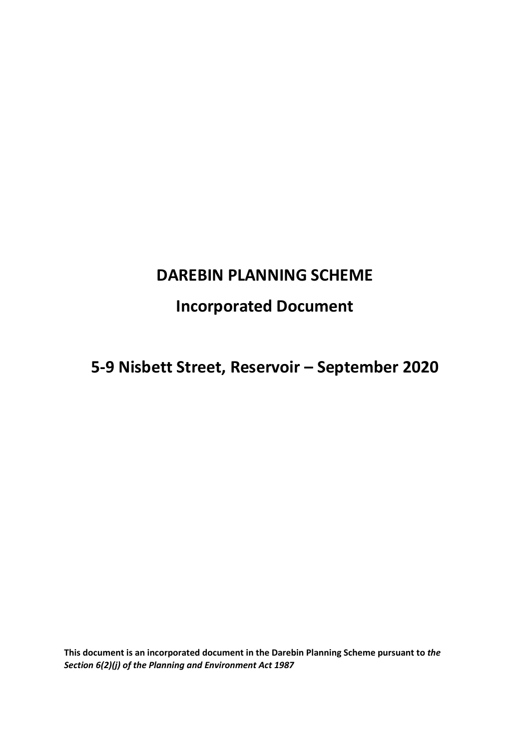# DAREBIN PLANNING SCHEME

## Incorporated Document

## 5-9 Nisbett Street, Reservoir – September 2020

**This document is an incorporated document in the Darebin Planning Scheme pursuant to *the Section 6(2)(j) of the Planning and Environment Act 1987***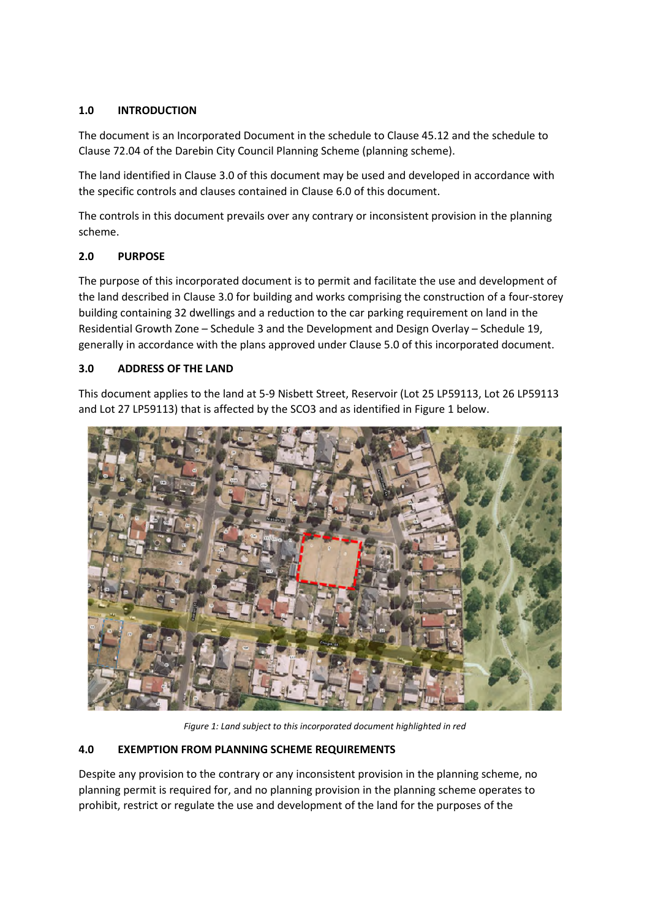## 1.0 INTRODUCTION

The document is an Incorporated Document in the schedule to Clause 45.12 and the schedule to Clause 72.04 of the Darebin City Council Planning Scheme (planning scheme).

The land identified in Clause 3.0 of this document may be used and developed in accordance with the specific controls and clauses contained in Clause 6.0 of this document.

The controls in this document prevails over any contrary or inconsistent provision in the planning scheme.

## 2.0 PURPOSE

The purpose of this incorporated document is to permit and facilitate the use and development of the land described in Clause 3.0 for building and works comprising the construction of a four-storey building containing 32 dwellings and a reduction to the car parking requirement on land in the Residential Growth Zone – Schedule 3 and the Development and Design Overlay – Schedule 19, generally in accordance with the plans approved under Clause 5.0 of this incorporated document.

## 3.0 ADDRESS OF THE LAND

This document applies to the land at 5-9 Nisbett Street, Reservoir (Lot 25 LP59113, Lot 26 LP59113 and Lot 27 LP59113) that is affected by the SCO3 and as identified in Figure 1 below.

*Figure 1: Land subject to this incorporated document highlighted in red*

## 4.0 EXEMPTION FROM PLANNING SCHEME REQUIREMENTS

Despite any provision to the contrary or any inconsistent provision in the planning scheme, no planning permit is required for, and no planning provision in the planning scheme operates to prohibit, restrict or regulate the use and development of the land for the purposes of the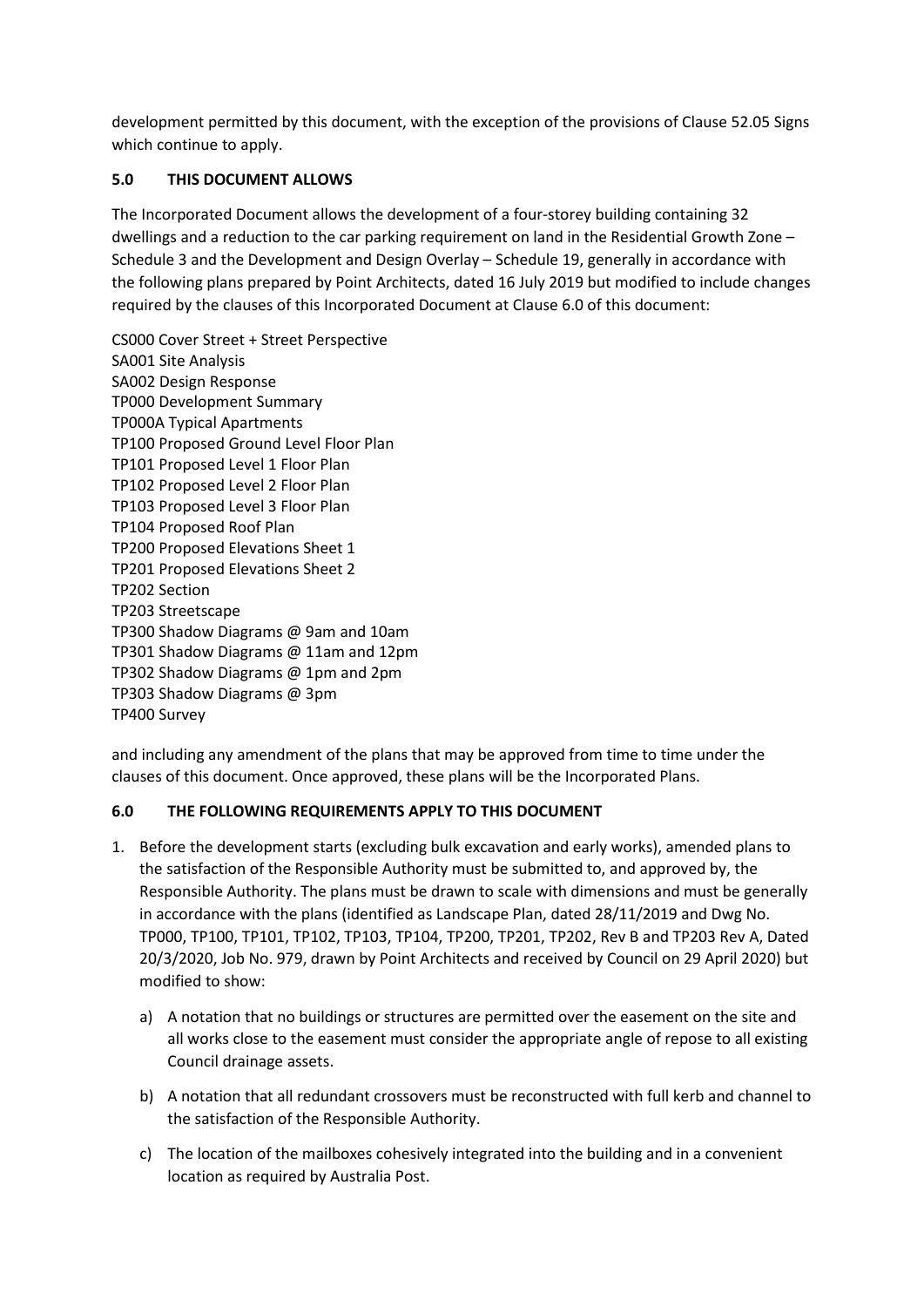development permitted by this document, with the exception of the provisions of Clause 52.05 Signs which continue to apply.

## 5.0 THIS DOCUMENT ALLOWS

The Incorporated Document allows the development of a four-storey building containing 32 dwellings and a reduction to the car parking requirement on land in the Residential Growth Zone – Schedule 3 and the Development and Design Overlay – Schedule 19, generally in accordance with the following plans prepared by Point Architects, dated 16 July 2019 but modified to include changes required by the clauses of this Incorporated Document at Clause 6.0 of this document:

CS000 Cover Street + Street Perspective
SA001 Site Analysis
SA002 Design Response
TP000 Development Summary
TP000A Typical Apartments
TP100 Proposed Ground Level Floor Plan
TP101 Proposed Level 1 Floor Plan
TP102 Proposed Level 2 Floor Plan
TP103 Proposed Level 3 Floor Plan
TP104 Proposed Roof Plan
TP200 Proposed Elevations Sheet 1
TP201 Proposed Elevations Sheet 2
TP202 Section
TP203 Streetscape
TP300 Shadow Diagrams @ 9am and 10am
TP301 Shadow Diagrams @ 11am and 12pm
TP302 Shadow Diagrams @ 1pm and 2pm
TP303 Shadow Diagrams @ 3pm
TP400 Survey

and including any amendment of the plans that may be approved from time to time under the clauses of this document. Once approved, these plans will be the Incorporated Plans.

## 6.0 THE FOLLOWING REQUIREMENTS APPLY TO THIS DOCUMENT

1. Before the development starts (excluding bulk excavation and early works), amended plans to the satisfaction of the Responsible Authority must be submitted to, and approved by, the Responsible Authority. The plans must be drawn to scale with dimensions and must be generally in accordance with the plans (identified as Landscape Plan, dated 28/11/2019 and Dwg No. TP000, TP100, TP101, TP102, TP103, TP104, TP200, TP201, TP202, Rev B and TP203 Rev A, Dated 20/3/2020, Job No. 979, drawn by Point Architects and received by Council on 29 April 2020) but modified to show:

   a) A notation that no buildings or structures are permitted over the easement on the site and all works close to the easement must consider the appropriate angle of repose to all existing Council drainage assets.

   b) A notation that all redundant crossovers must be reconstructed with full kerb and channel to the satisfaction of the Responsible Authority.

   c) The location of the mailboxes cohesively integrated into the building and in a convenient location as required by Australia Post.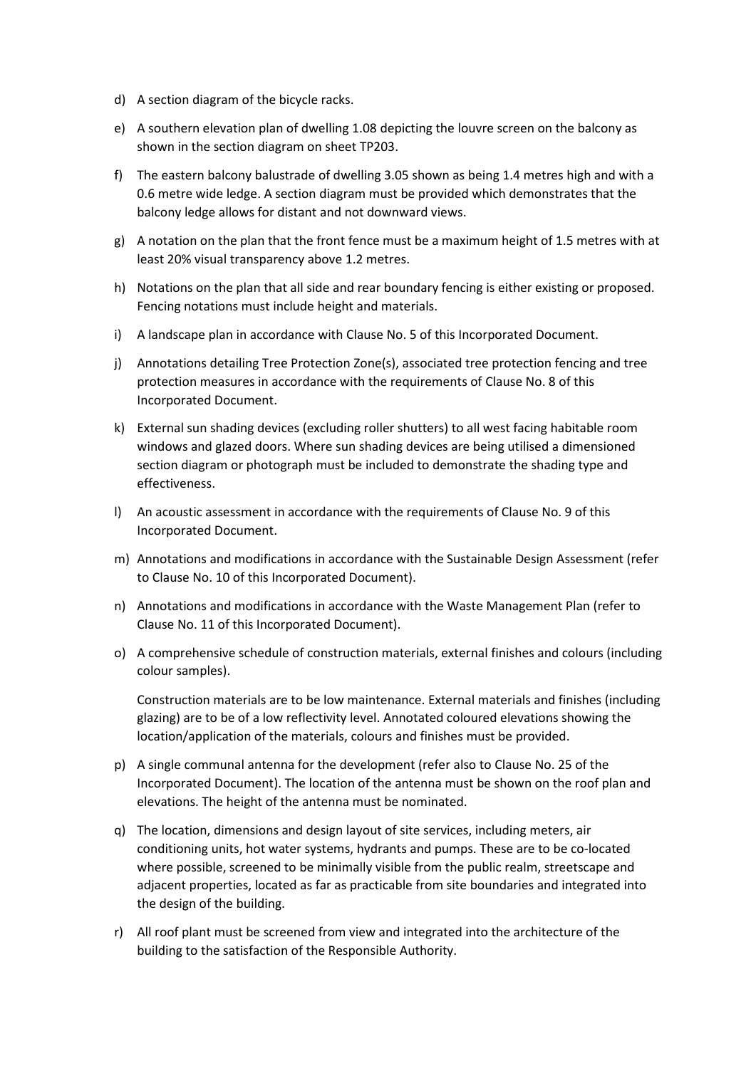d) A section diagram of the bicycle racks.

e) A southern elevation plan of dwelling 1.08 depicting the louvre screen on the balcony as shown in the section diagram on sheet TP203.

f) The eastern balcony balustrade of dwelling 3.05 shown as being 1.4 metres high and with a 0.6 metre wide ledge. A section diagram must be provided which demonstrates that the balcony ledge allows for distant and not downward views.

g) A notation on the plan that the front fence must be a maximum height of 1.5 metres with at least 20% visual transparency above 1.2 metres.

h) Notations on the plan that all side and rear boundary fencing is either existing or proposed. Fencing notations must include height and materials.

i) A landscape plan in accordance with Clause No. 5 of this Incorporated Document.

j) Annotations detailing Tree Protection Zone(s), associated tree protection fencing and tree protection measures in accordance with the requirements of Clause No. 8 of this Incorporated Document.

k) External sun shading devices (excluding roller shutters) to all west facing habitable room windows and glazed doors. Where sun shading devices are being utilised a dimensioned section diagram or photograph must be included to demonstrate the shading type and effectiveness.

l) An acoustic assessment in accordance with the requirements of Clause No. 9 of this Incorporated Document.

m) Annotations and modifications in accordance with the Sustainable Design Assessment (refer to Clause No. 10 of this Incorporated Document).

n) Annotations and modifications in accordance with the Waste Management Plan (refer to Clause No. 11 of this Incorporated Document).

o) A comprehensive schedule of construction materials, external finishes and colours (including colour samples).

   Construction materials are to be low maintenance. External materials and finishes (including glazing) are to be of a low reflectivity level. Annotated coloured elevations showing the location/application of the materials, colours and finishes must be provided.

p) A single communal antenna for the development (refer also to Clause No. 25 of the Incorporated Document). The location of the antenna must be shown on the roof plan and elevations. The height of the antenna must be nominated.

q) The location, dimensions and design layout of site services, including meters, air conditioning units, hot water systems, hydrants and pumps. These are to be co-located where possible, screened to be minimally visible from the public realm, streetscape and adjacent properties, located as far as practicable from site boundaries and integrated into the design of the building.

r) All roof plant must be screened from view and integrated into the architecture of the building to the satisfaction of the Responsible Authority.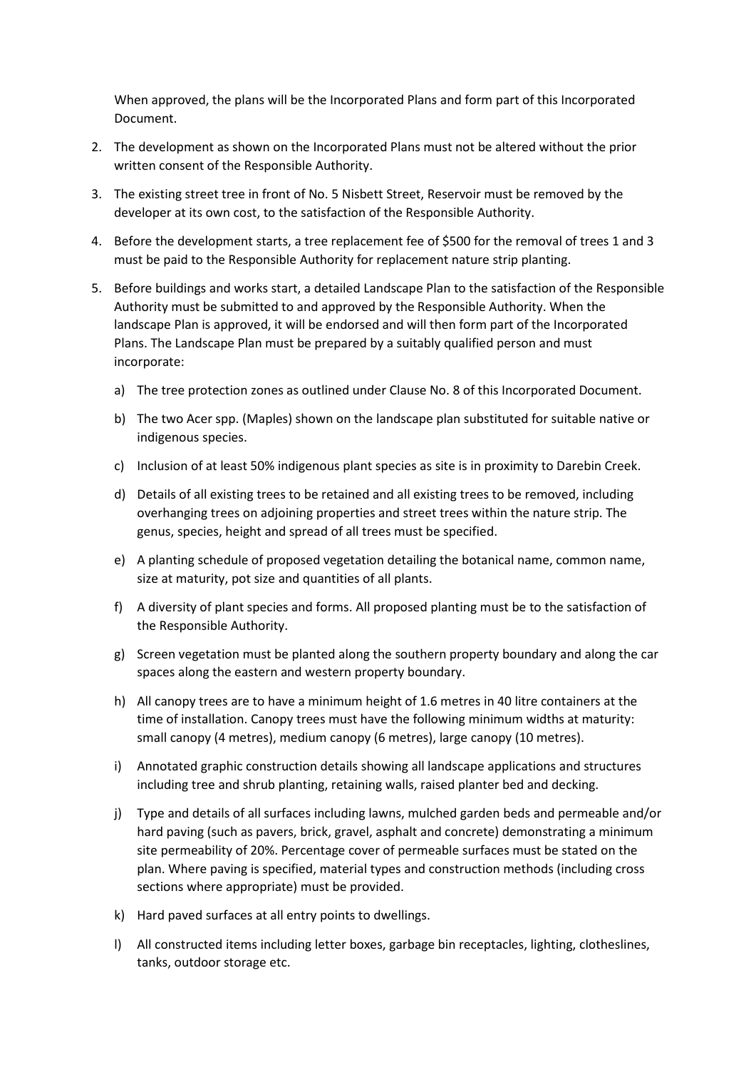When approved, the plans will be the Incorporated Plans and form part of this Incorporated Document.

2. The development as shown on the Incorporated Plans must not be altered without the prior written consent of the Responsible Authority.

3. The existing street tree in front of No. 5 Nisbett Street, Reservoir must be removed by the developer at its own cost, to the satisfaction of the Responsible Authority.

4. Before the development starts, a tree replacement fee of $500 for the removal of trees 1 and 3 must be paid to the Responsible Authority for replacement nature strip planting.

5. Before buildings and works start, a detailed Landscape Plan to the satisfaction of the Responsible Authority must be submitted to and approved by the Responsible Authority. When the landscape Plan is approved, it will be endorsed and will then form part of the Incorporated Plans. The Landscape Plan must be prepared by a suitably qualified person and must incorporate:

   a) The tree protection zones as outlined under Clause No. 8 of this Incorporated Document.

   b) The two Acer spp. (Maples) shown on the landscape plan substituted for suitable native or indigenous species.

   c) Inclusion of at least 50% indigenous plant species as site is in proximity to Darebin Creek.

   d) Details of all existing trees to be retained and all existing trees to be removed, including overhanging trees on adjoining properties and street trees within the nature strip. The genus, species, height and spread of all trees must be specified.

   e) A planting schedule of proposed vegetation detailing the botanical name, common name, size at maturity, pot size and quantities of all plants.

   f) A diversity of plant species and forms. All proposed planting must be to the satisfaction of the Responsible Authority.

   g) Screen vegetation must be planted along the southern property boundary and along the car spaces along the eastern and western property boundary.

   h) All canopy trees are to have a minimum height of 1.6 metres in 40 litre containers at the time of installation. Canopy trees must have the following minimum widths at maturity: small canopy (4 metres), medium canopy (6 metres), large canopy (10 metres).

   i) Annotated graphic construction details showing all landscape applications and structures including tree and shrub planting, retaining walls, raised planter bed and decking.

   j) Type and details of all surfaces including lawns, mulched garden beds and permeable and/or hard paving (such as pavers, brick, gravel, asphalt and concrete) demonstrating a minimum site permeability of 20%. Percentage cover of permeable surfaces must be stated on the plan. Where paving is specified, material types and construction methods (including cross sections where appropriate) must be provided.

   k) Hard paved surfaces at all entry points to dwellings.

   l) All constructed items including letter boxes, garbage bin receptacles, lighting, clotheslines, tanks, outdoor storage etc.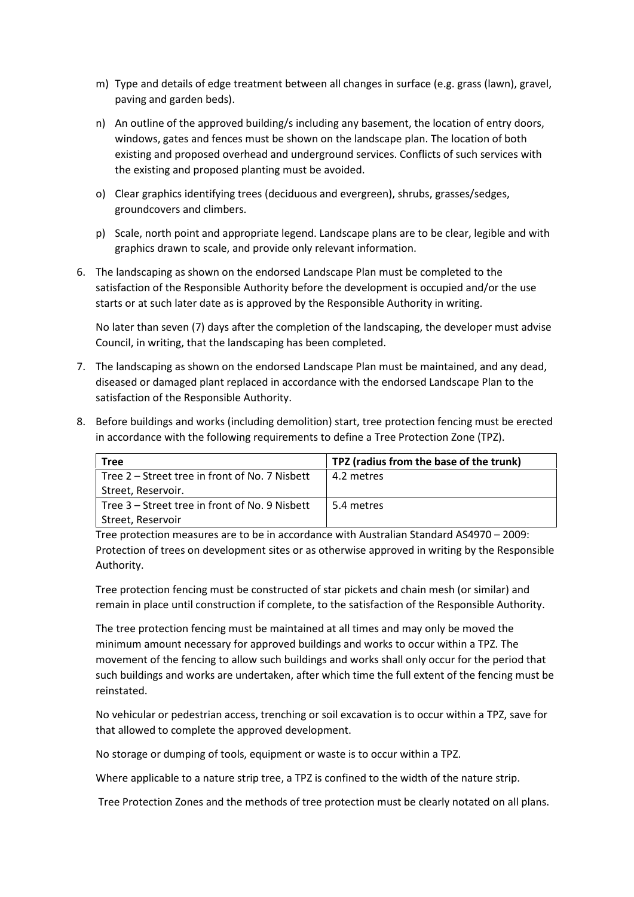m) Type and details of edge treatment between all changes in surface (e.g. grass (lawn), gravel, paving and garden beds).

n) An outline of the approved building/s including any basement, the location of entry doors, windows, gates and fences must be shown on the landscape plan. The location of both existing and proposed overhead and underground services. Conflicts of such services with the existing and proposed planting must be avoided.

o) Clear graphics identifying trees (deciduous and evergreen), shrubs, grasses/sedges, groundcovers and climbers.

p) Scale, north point and appropriate legend. Landscape plans are to be clear, legible and with graphics drawn to scale, and provide only relevant information.

6. The landscaping as shown on the endorsed Landscape Plan must be completed to the satisfaction of the Responsible Authority before the development is occupied and/or the use starts or at such later date as is approved by the Responsible Authority in writing.

   No later than seven (7) days after the completion of the landscaping, the developer must advise Council, in writing, that the landscaping has been completed.

7. The landscaping as shown on the endorsed Landscape Plan must be maintained, and any dead, diseased or damaged plant replaced in accordance with the endorsed Landscape Plan to the satisfaction of the Responsible Authority.

8. Before buildings and works (including demolition) start, tree protection fencing must be erected in accordance with the following requirements to define a Tree Protection Zone (TPZ).

| Tree | TPZ (radius from the base of the trunk) |
|---|---|
| Tree 2 – Street tree in front of No. 7 Nisbett Street, Reservoir. | 4.2 metres |
| Tree 3 – Street tree in front of No. 9 Nisbett Street, Reservoir | 5.4 metres |

   Tree protection measures are to be in accordance with Australian Standard AS4970 – 2009: Protection of trees on development sites or as otherwise approved in writing by the Responsible Authority.

   Tree protection fencing must be constructed of star pickets and chain mesh (or similar) and remain in place until construction if complete, to the satisfaction of the Responsible Authority.

   The tree protection fencing must be maintained at all times and may only be moved the minimum amount necessary for approved buildings and works to occur within a TPZ. The movement of the fencing to allow such buildings and works shall only occur for the period that such buildings and works are undertaken, after which time the full extent of the fencing must be reinstated.

   No vehicular or pedestrian access, trenching or soil excavation is to occur within a TPZ, save for that allowed to complete the approved development.

   No storage or dumping of tools, equipment or waste is to occur within a TPZ.

   Where applicable to a nature strip tree, a TPZ is confined to the width of the nature strip.

   Tree Protection Zones and the methods of tree protection must be clearly notated on all plans.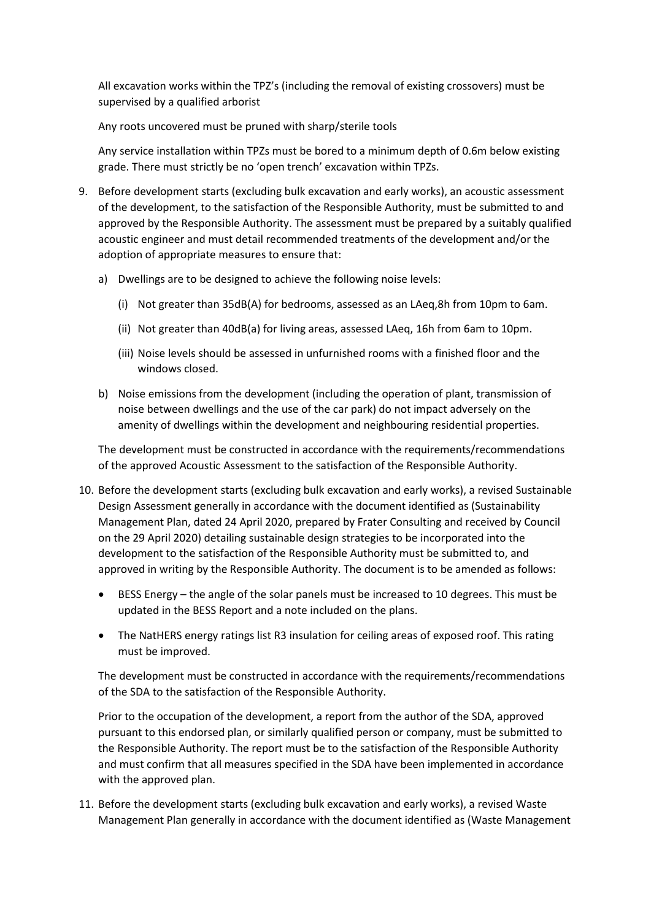All excavation works within the TPZ's (including the removal of existing crossovers) must be supervised by a qualified arborist

Any roots uncovered must be pruned with sharp/sterile tools

Any service installation within TPZs must be bored to a minimum depth of 0.6m below existing grade. There must strictly be no 'open trench' excavation within TPZs.

9. Before development starts (excluding bulk excavation and early works), an acoustic assessment of the development, to the satisfaction of the Responsible Authority, must be submitted to and approved by the Responsible Authority. The assessment must be prepared by a suitably qualified acoustic engineer and must detail recommended treatments of the development and/or the adoption of appropriate measures to ensure that:

   a) Dwellings are to be designed to achieve the following noise levels:

      (i) Not greater than 35dB(A) for bedrooms, assessed as an LAeq,8h from 10pm to 6am.

      (ii) Not greater than 40dB(a) for living areas, assessed LAeq, 16h from 6am to 10pm.

      (iii) Noise levels should be assessed in unfurnished rooms with a finished floor and the windows closed.

   b) Noise emissions from the development (including the operation of plant, transmission of noise between dwellings and the use of the car park) do not impact adversely on the amenity of dwellings within the development and neighbouring residential properties.

   The development must be constructed in accordance with the requirements/recommendations of the approved Acoustic Assessment to the satisfaction of the Responsible Authority.

10. Before the development starts (excluding bulk excavation and early works), a revised Sustainable Design Assessment generally in accordance with the document identified as (Sustainability Management Plan, dated 24 April 2020, prepared by Frater Consulting and received by Council on the 29 April 2020) detailing sustainable design strategies to be incorporated into the development to the satisfaction of the Responsible Authority must be submitted to, and approved in writing by the Responsible Authority. The document is to be amended as follows:

   - BESS Energy – the angle of the solar panels must be increased to 10 degrees. This must be updated in the BESS Report and a note included on the plans.
   - The NatHERS energy ratings list R3 insulation for ceiling areas of exposed roof. This rating must be improved.

   The development must be constructed in accordance with the requirements/recommendations of the SDA to the satisfaction of the Responsible Authority.

   Prior to the occupation of the development, a report from the author of the SDA, approved pursuant to this endorsed plan, or similarly qualified person or company, must be submitted to the Responsible Authority. The report must be to the satisfaction of the Responsible Authority and must confirm that all measures specified in the SDA have been implemented in accordance with the approved plan.

11. Before the development starts (excluding bulk excavation and early works), a revised Waste Management Plan generally in accordance with the document identified as (Waste Management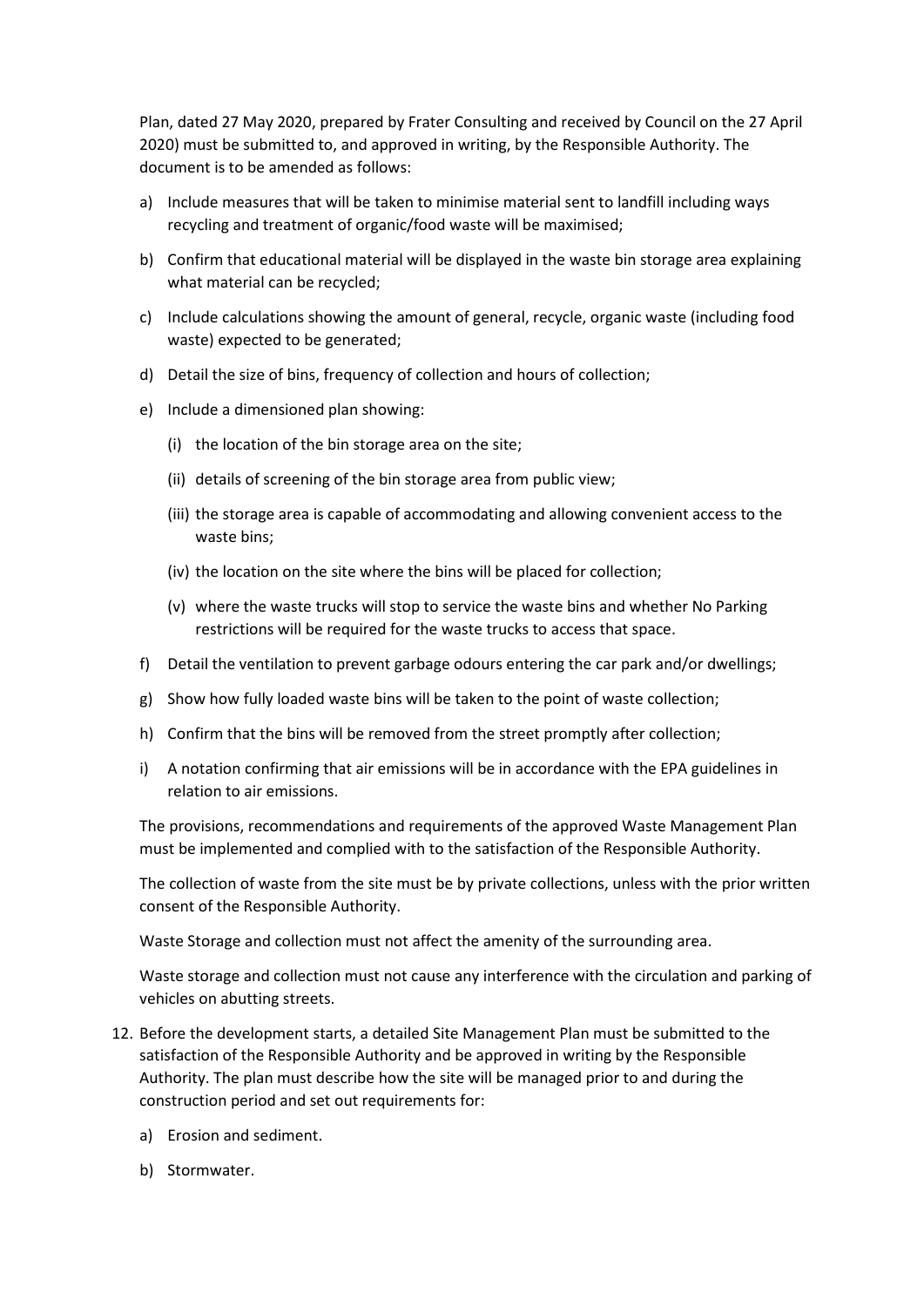Plan, dated 27 May 2020, prepared by Frater Consulting and received by Council on the 27 April 2020) must be submitted to, and approved in writing, by the Responsible Authority. The document is to be amended as follows:

a) Include measures that will be taken to minimise material sent to landfill including ways recycling and treatment of organic/food waste will be maximised;

b) Confirm that educational material will be displayed in the waste bin storage area explaining what material can be recycled;

c) Include calculations showing the amount of general, recycle, organic waste (including food waste) expected to be generated;

d) Detail the size of bins, frequency of collection and hours of collection;

e) Include a dimensioned plan showing:

   (i) the location of the bin storage area on the site;

   (ii) details of screening of the bin storage area from public view;

   (iii) the storage area is capable of accommodating and allowing convenient access to the waste bins;

   (iv) the location on the site where the bins will be placed for collection;

   (v) where the waste trucks will stop to service the waste bins and whether No Parking restrictions will be required for the waste trucks to access that space.

f) Detail the ventilation to prevent garbage odours entering the car park and/or dwellings;

g) Show how fully loaded waste bins will be taken to the point of waste collection;

h) Confirm that the bins will be removed from the street promptly after collection;

i) A notation confirming that air emissions will be in accordance with the EPA guidelines in relation to air emissions.

The provisions, recommendations and requirements of the approved Waste Management Plan must be implemented and complied with to the satisfaction of the Responsible Authority.

The collection of waste from the site must be by private collections, unless with the prior written consent of the Responsible Authority.

Waste Storage and collection must not affect the amenity of the surrounding area.

Waste storage and collection must not cause any interference with the circulation and parking of vehicles on abutting streets.

12. Before the development starts, a detailed Site Management Plan must be submitted to the satisfaction of the Responsible Authority and be approved in writing by the Responsible Authority. The plan must describe how the site will be managed prior to and during the construction period and set out requirements for:

    a) Erosion and sediment.

    b) Stormwater.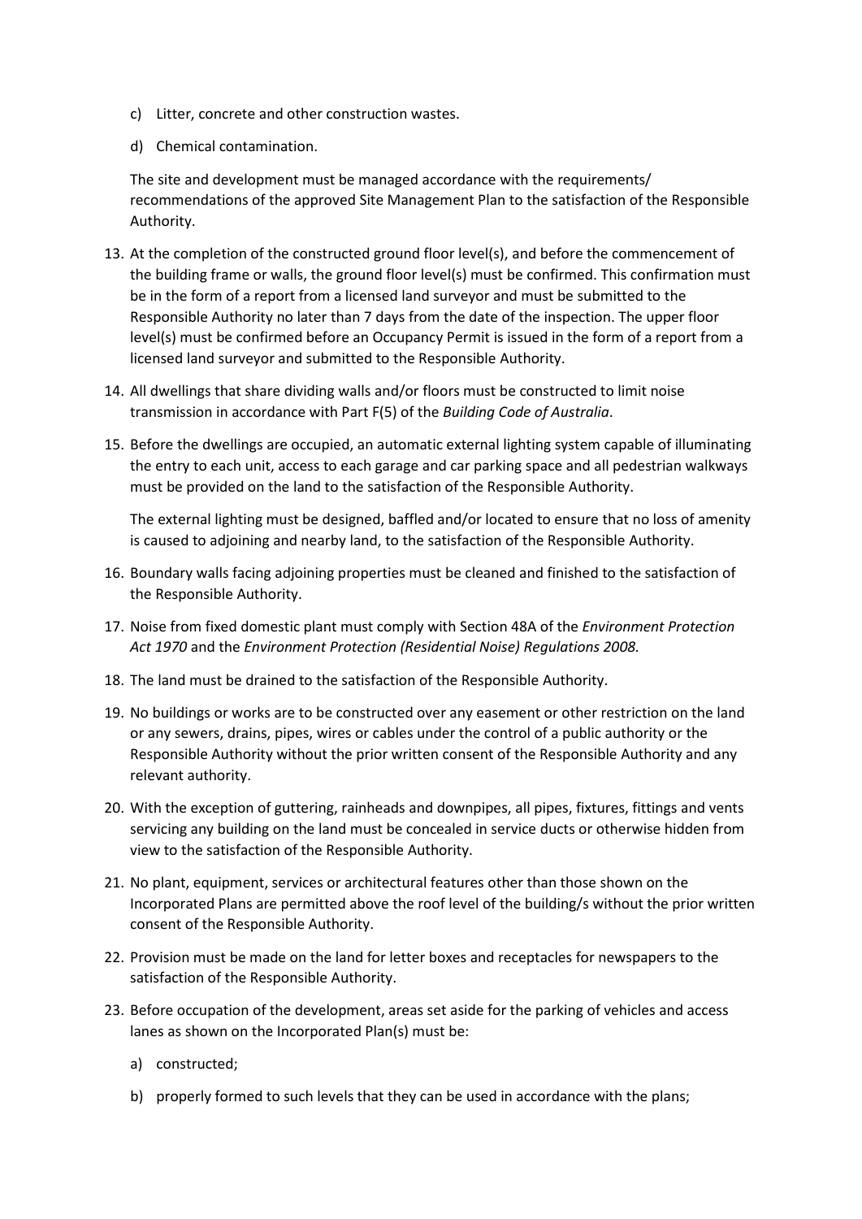c) Litter, concrete and other construction wastes.

d) Chemical contamination.

The site and development must be managed accordance with the requirements/ recommendations of the approved Site Management Plan to the satisfaction of the Responsible Authority.

13. At the completion of the constructed ground floor level(s), and before the commencement of the building frame or walls, the ground floor level(s) must be confirmed. This confirmation must be in the form of a report from a licensed land surveyor and must be submitted to the Responsible Authority no later than 7 days from the date of the inspection. The upper floor level(s) must be confirmed before an Occupancy Permit is issued in the form of a report from a licensed land surveyor and submitted to the Responsible Authority.

14. All dwellings that share dividing walls and/or floors must be constructed to limit noise transmission in accordance with Part F(5) of the *Building Code of Australia*.

15. Before the dwellings are occupied, an automatic external lighting system capable of illuminating the entry to each unit, access to each garage and car parking space and all pedestrian walkways must be provided on the land to the satisfaction of the Responsible Authority.

    The external lighting must be designed, baffled and/or located to ensure that no loss of amenity is caused to adjoining and nearby land, to the satisfaction of the Responsible Authority.

16. Boundary walls facing adjoining properties must be cleaned and finished to the satisfaction of the Responsible Authority.

17. Noise from fixed domestic plant must comply with Section 48A of the *Environment Protection Act 1970* and the *Environment Protection (Residential Noise) Regulations 2008.*

18. The land must be drained to the satisfaction of the Responsible Authority.

19. No buildings or works are to be constructed over any easement or other restriction on the land or any sewers, drains, pipes, wires or cables under the control of a public authority or the Responsible Authority without the prior written consent of the Responsible Authority and any relevant authority.

20. With the exception of guttering, rainheads and downpipes, all pipes, fixtures, fittings and vents servicing any building on the land must be concealed in service ducts or otherwise hidden from view to the satisfaction of the Responsible Authority.

21. No plant, equipment, services or architectural features other than those shown on the Incorporated Plans are permitted above the roof level of the building/s without the prior written consent of the Responsible Authority.

22. Provision must be made on the land for letter boxes and receptacles for newspapers to the satisfaction of the Responsible Authority.

23. Before occupation of the development, areas set aside for the parking of vehicles and access lanes as shown on the Incorporated Plan(s) must be:

    a) constructed;

    b) properly formed to such levels that they can be used in accordance with the plans;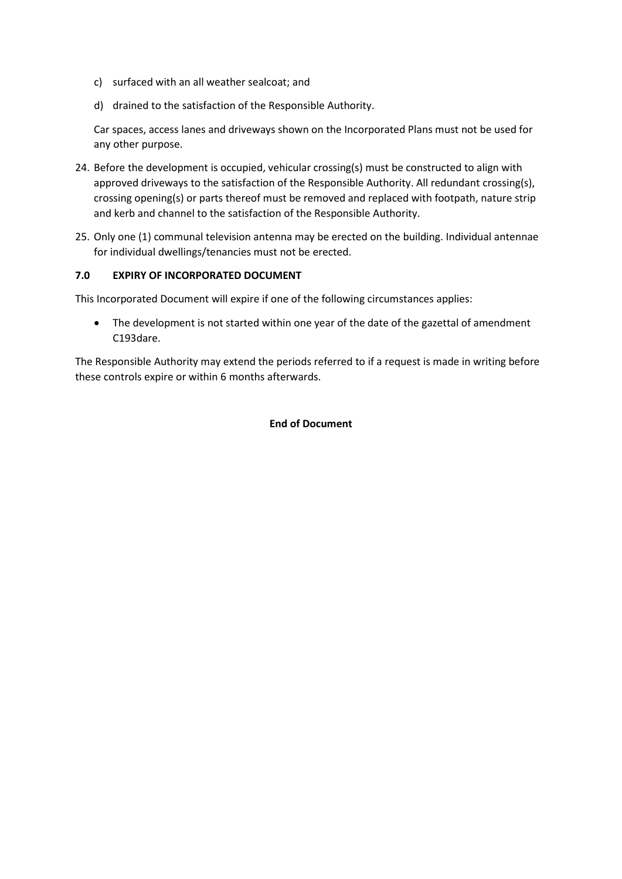c) surfaced with an all weather sealcoat; and

d) drained to the satisfaction of the Responsible Authority.

Car spaces, access lanes and driveways shown on the Incorporated Plans must not be used for any other purpose.

24. Before the development is occupied, vehicular crossing(s) must be constructed to align with approved driveways to the satisfaction of the Responsible Authority. All redundant crossing(s), crossing opening(s) or parts thereof must be removed and replaced with footpath, nature strip and kerb and channel to the satisfaction of the Responsible Authority.

25. Only one (1) communal television antenna may be erected on the building. Individual antennae for individual dwellings/tenancies must not be erected.

### 7.0 EXPIRY OF INCORPORATED DOCUMENT

This Incorporated Document will expire if one of the following circumstances applies:

- The development is not started within one year of the date of the gazettal of amendment C193dare.

The Responsible Authority may extend the periods referred to if a request is made in writing before these controls expire or within 6 months afterwards.

**End of Document**